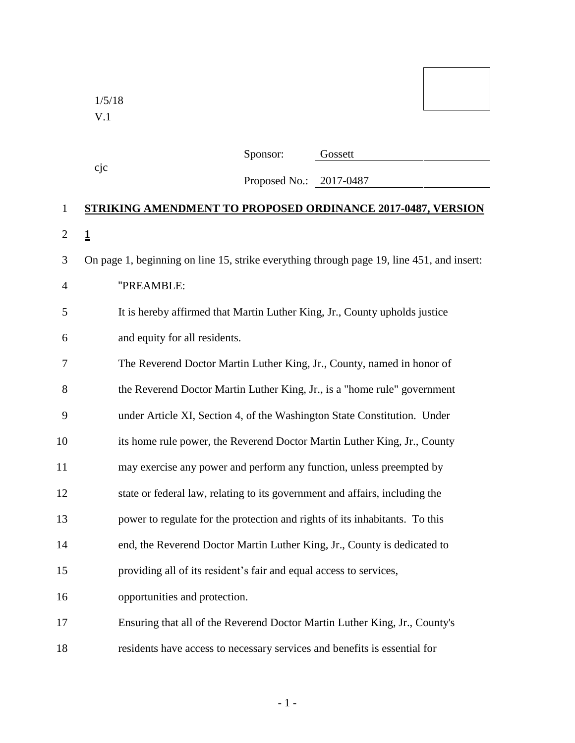1/5/18
V.1

cjc

Sponsor: Gossett

Proposed No.: 2017-0487

**STRIKING AMENDMENT TO PROPOSED ORDINANCE 2017-0487, VERSION 1**

On page 1, beginning on line 15, strike everything through page 19, line 451, and insert:

"PREAMBLE:

It is hereby affirmed that Martin Luther King, Jr., County upholds justice and equity for all residents.

The Reverend Doctor Martin Luther King, Jr., County, named in honor of the Reverend Doctor Martin Luther King, Jr., is a "home rule" government under Article XI, Section 4, of the Washington State Constitution. Under its home rule power, the Reverend Doctor Martin Luther King, Jr., County may exercise any power and perform any function, unless preempted by state or federal law, relating to its government and affairs, including the power to regulate for the protection and rights of its inhabitants. To this end, the Reverend Doctor Martin Luther King, Jr., County is dedicated to providing all of its resident's fair and equal access to services, opportunities and protection.

Ensuring that all of the Reverend Doctor Martin Luther King, Jr., County's residents have access to necessary services and benefits is essential for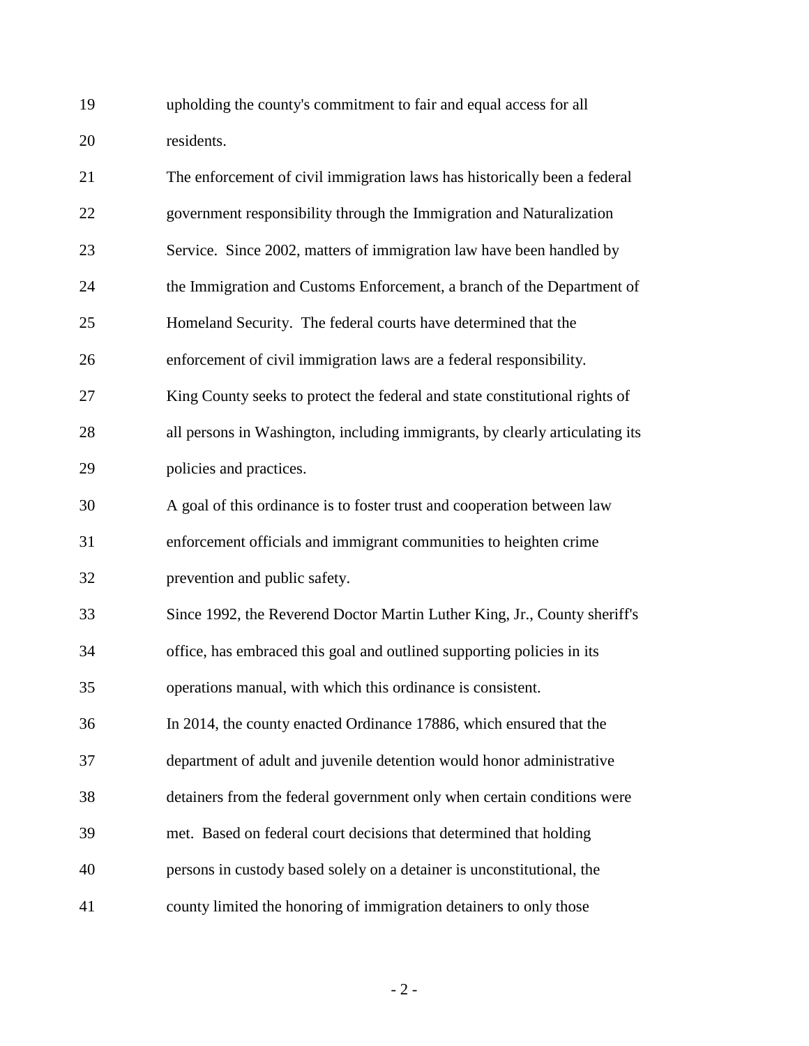upholding the county's commitment to fair and equal access for all residents.

The enforcement of civil immigration laws has historically been a federal government responsibility through the Immigration and Naturalization Service. Since 2002, matters of immigration law have been handled by the Immigration and Customs Enforcement, a branch of the Department of Homeland Security. The federal courts have determined that the enforcement of civil immigration laws are a federal responsibility.

King County seeks to protect the federal and state constitutional rights of all persons in Washington, including immigrants, by clearly articulating its policies and practices.

A goal of this ordinance is to foster trust and cooperation between law enforcement officials and immigrant communities to heighten crime prevention and public safety.

Since 1992, the Reverend Doctor Martin Luther King, Jr., County sheriff's office, has embraced this goal and outlined supporting policies in its operations manual, with which this ordinance is consistent.

In 2014, the county enacted Ordinance 17886, which ensured that the department of adult and juvenile detention would honor administrative detainers from the federal government only when certain conditions were met. Based on federal court decisions that determined that holding persons in custody based solely on a detainer is unconstitutional, the county limited the honoring of immigration detainers to only those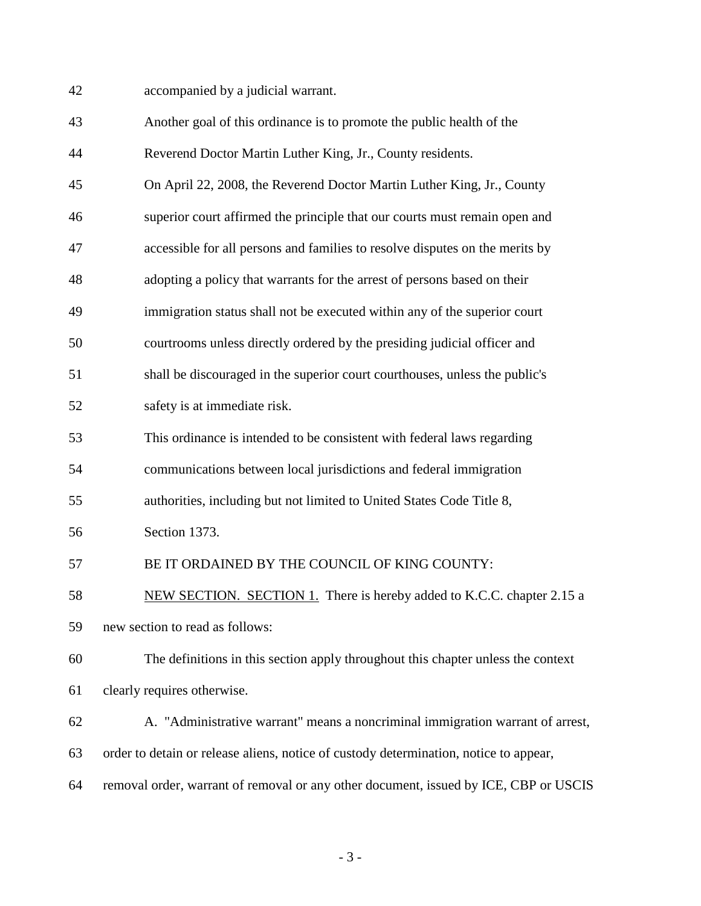accompanied by a judicial warrant.

Another goal of this ordinance is to promote the public health of the Reverend Doctor Martin Luther King, Jr., County residents.

On April 22, 2008, the Reverend Doctor Martin Luther King, Jr., County superior court affirmed the principle that our courts must remain open and accessible for all persons and families to resolve disputes on the merits by adopting a policy that warrants for the arrest of persons based on their immigration status shall not be executed within any of the superior court courtrooms unless directly ordered by the presiding judicial officer and shall be discouraged in the superior court courthouses, unless the public's safety is at immediate risk.

This ordinance is intended to be consistent with federal laws regarding communications between local jurisdictions and federal immigration authorities, including but not limited to United States Code Title 8, Section 1373.

BE IT ORDAINED BY THE COUNCIL OF KING COUNTY:

NEW SECTION. SECTION 1. There is hereby added to K.C.C. chapter 2.15 a new section to read as follows:

The definitions in this section apply throughout this chapter unless the context clearly requires otherwise.

A. "Administrative warrant" means a noncriminal immigration warrant of arrest, order to detain or release aliens, notice of custody determination, notice to appear, removal order, warrant of removal or any other document, issued by ICE, CBP or USCIS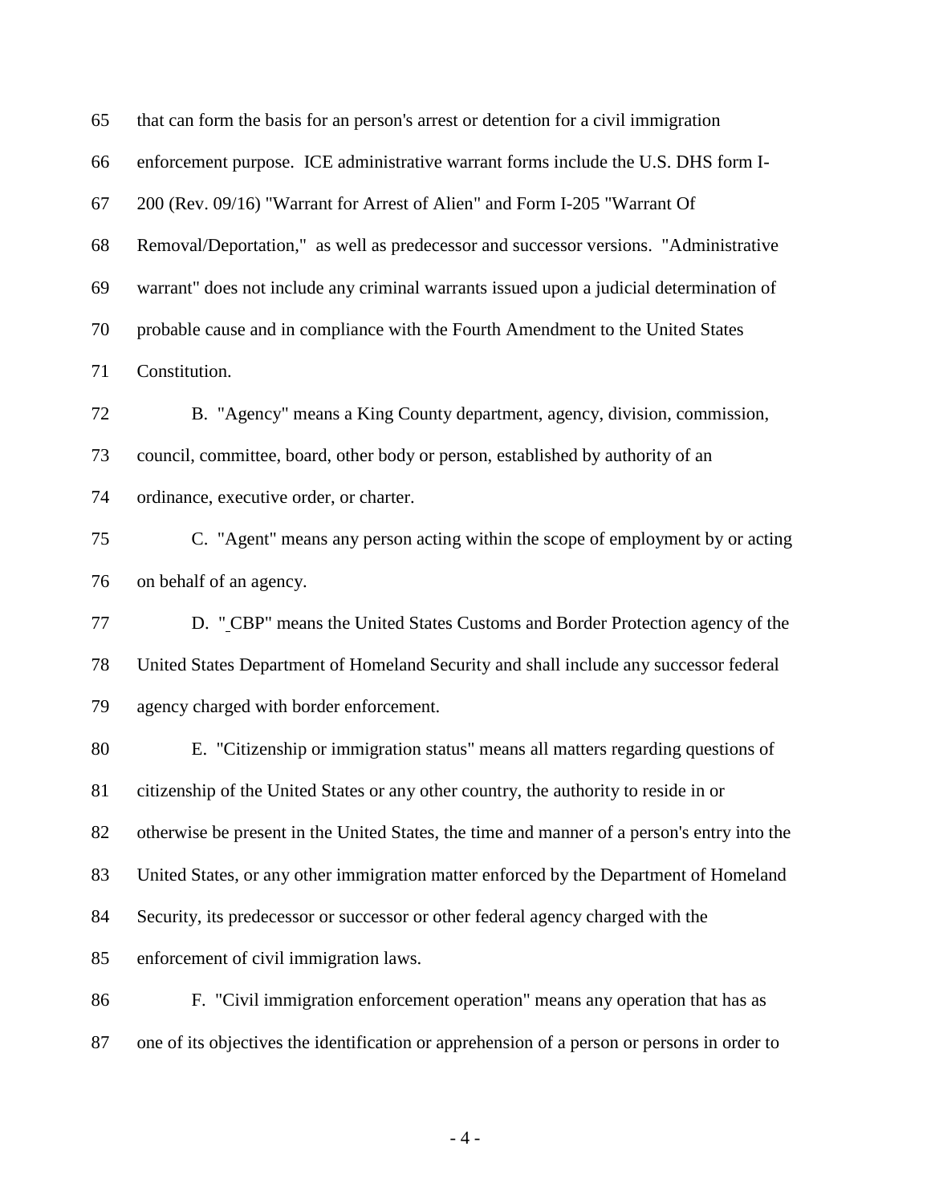that can form the basis for an person's arrest or detention for a civil immigration enforcement purpose. ICE administrative warrant forms include the U.S. DHS form I-200 (Rev. 09/16) "Warrant for Arrest of Alien" and Form I-205 "Warrant Of Removal/Deportation," as well as predecessor and successor versions. "Administrative warrant" does not include any criminal warrants issued upon a judicial determination of probable cause and in compliance with the Fourth Amendment to the United States Constitution.

B. "Agency" means a King County department, agency, division, commission, council, committee, board, other body or person, established by authority of an ordinance, executive order, or charter.

C. "Agent" means any person acting within the scope of employment by or acting on behalf of an agency.

D. "CBP" means the United States Customs and Border Protection agency of the United States Department of Homeland Security and shall include any successor federal agency charged with border enforcement.

E. "Citizenship or immigration status" means all matters regarding questions of citizenship of the United States or any other country, the authority to reside in or otherwise be present in the United States, the time and manner of a person's entry into the United States, or any other immigration matter enforced by the Department of Homeland Security, its predecessor or successor or other federal agency charged with the enforcement of civil immigration laws.

F. "Civil immigration enforcement operation" means any operation that has as one of its objectives the identification or apprehension of a person or persons in order to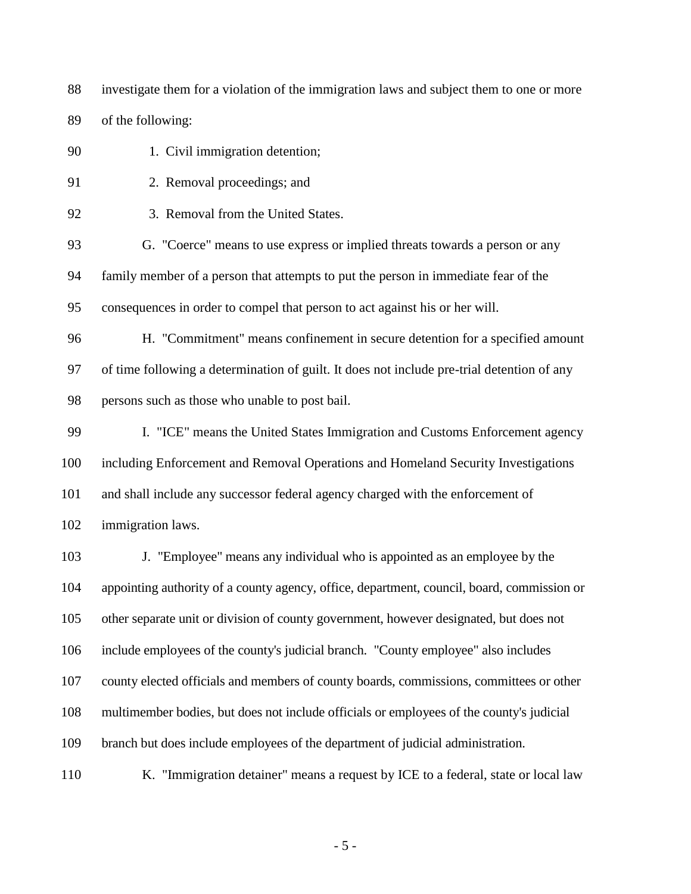investigate them for a violation of the immigration laws and subject them to one or more of the following:

1. Civil immigration detention;
2. Removal proceedings; and
3. Removal from the United States.

G. "Coerce" means to use express or implied threats towards a person or any family member of a person that attempts to put the person in immediate fear of the consequences in order to compel that person to act against his or her will.

H. "Commitment" means confinement in secure detention for a specified amount of time following a determination of guilt. It does not include pre-trial detention of any persons such as those who unable to post bail.

I. "ICE" means the United States Immigration and Customs Enforcement agency including Enforcement and Removal Operations and Homeland Security Investigations and shall include any successor federal agency charged with the enforcement of immigration laws.

J. "Employee" means any individual who is appointed as an employee by the appointing authority of a county agency, office, department, council, board, commission or other separate unit or division of county government, however designated, but does not include employees of the county's judicial branch. "County employee" also includes county elected officials and members of county boards, commissions, committees or other multimember bodies, but does not include officials or employees of the county's judicial branch but does include employees of the department of judicial administration.

K. "Immigration detainer" means a request by ICE to a federal, state or local law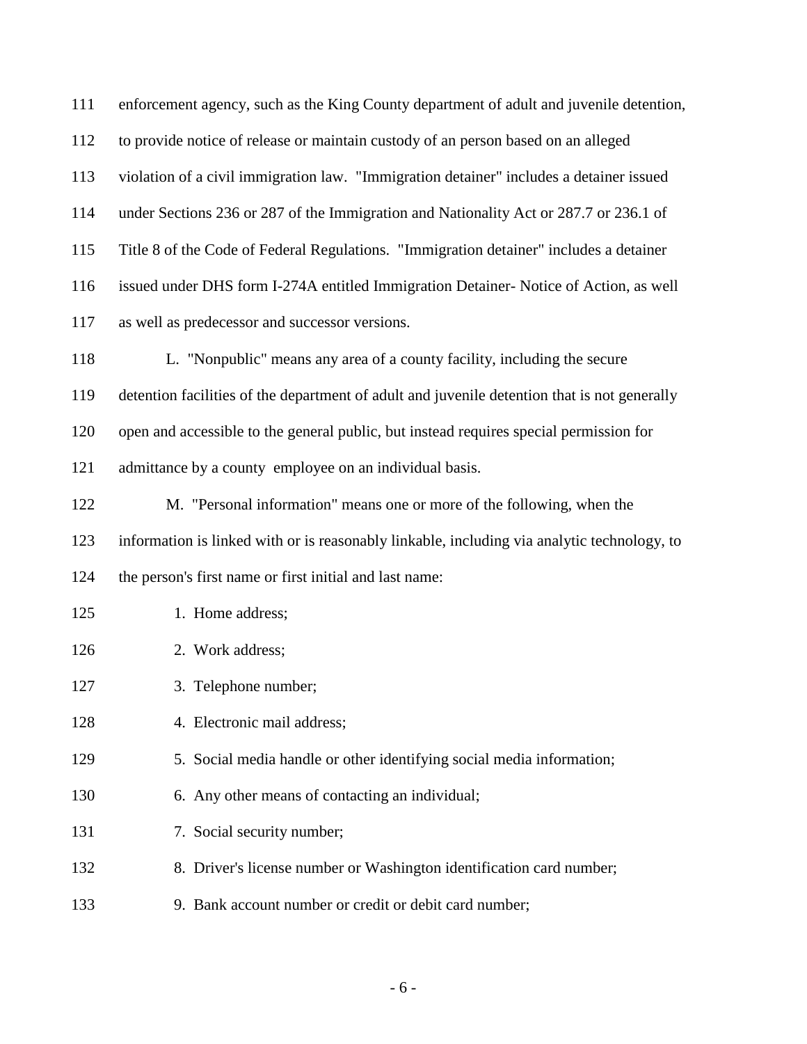enforcement agency, such as the King County department of adult and juvenile detention, to provide notice of release or maintain custody of an person based on an alleged violation of a civil immigration law. "Immigration detainer" includes a detainer issued under Sections 236 or 287 of the Immigration and Nationality Act or 287.7 or 236.1 of Title 8 of the Code of Federal Regulations. "Immigration detainer" includes a detainer issued under DHS form I-274A entitled Immigration Detainer- Notice of Action, as well as well as predecessor and successor versions.

L. "Nonpublic" means any area of a county facility, including the secure detention facilities of the department of adult and juvenile detention that is not generally open and accessible to the general public, but instead requires special permission for admittance by a county employee on an individual basis.

M. "Personal information" means one or more of the following, when the information is linked with or is reasonably linkable, including via analytic technology, to the person's first name or first initial and last name:

1. Home address;
2. Work address;
3. Telephone number;
4. Electronic mail address;
5. Social media handle or other identifying social media information;
6. Any other means of contacting an individual;
7. Social security number;
8. Driver's license number or Washington identification card number;
9. Bank account number or credit or debit card number;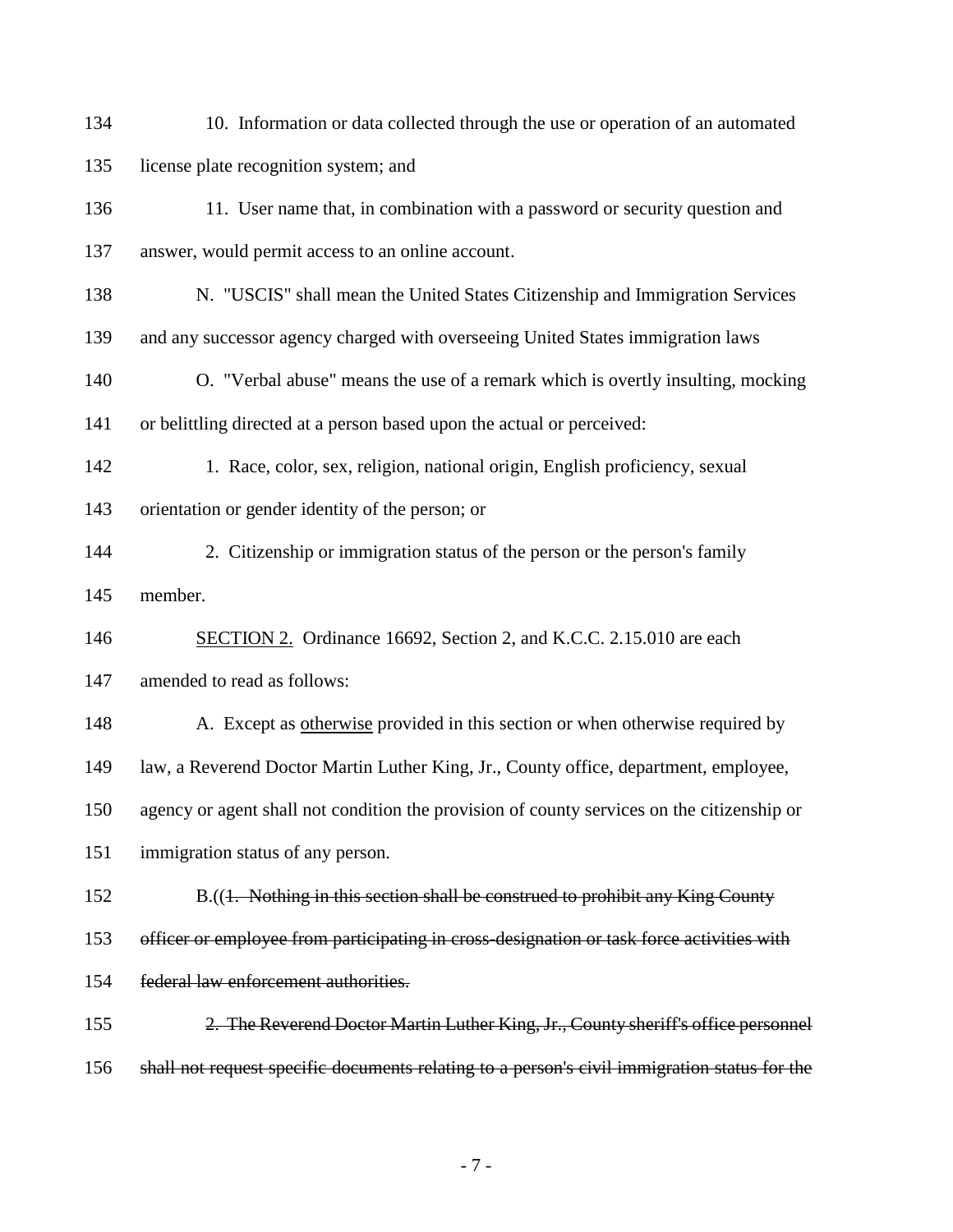10. Information or data collected through the use or operation of an automated license plate recognition system; and

11. User name that, in combination with a password or security question and answer, would permit access to an online account.

N. "USCIS" shall mean the United States Citizenship and Immigration Services and any successor agency charged with overseeing United States immigration laws

O. "Verbal abuse" means the use of a remark which is overtly insulting, mocking or belittling directed at a person based upon the actual or perceived:

1. Race, color, sex, religion, national origin, English proficiency, sexual orientation or gender identity of the person; or

2. Citizenship or immigration status of the person or the person's family member.

<u>SECTION 2.</u> Ordinance 16692, Section 2, and K.C.C. 2.15.010 are each amended to read as follows:

A. Except as <u>otherwise</u> provided in this section or when otherwise required by law, a Reverend Doctor Martin Luther King, Jr., County office, department, employee, agency or agent shall not condition the provision of county services on the citizenship or immigration status of any person.

B.((~~1. Nothing in this section shall be construed to prohibit any King County officer or employee from participating in cross-designation or task force activities with federal law enforcement authorities.~~

~~2. The Reverend Doctor Martin Luther King, Jr., County sheriff's office personnel shall not request specific documents relating to a person's civil immigration status for the~~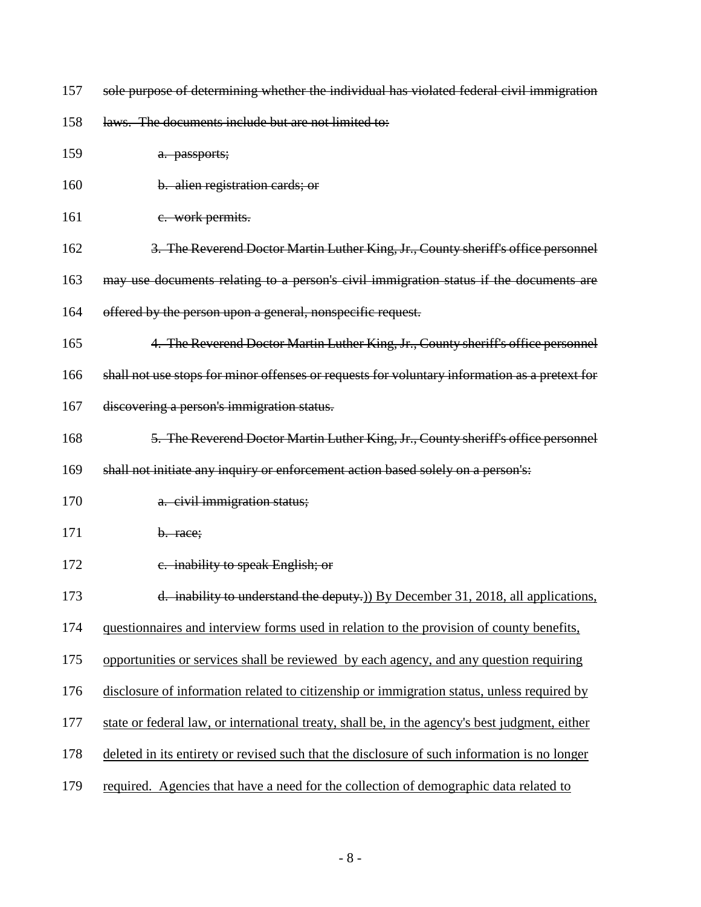157 ~~sole purpose of determining whether the individual has violated federal civil immigration~~

158 ~~laws. The documents include but are not limited to:~~

159 ~~a. passports;~~

160 ~~b. alien registration cards; or~~

161 ~~c. work permits.~~

162 ~~3. The Reverend Doctor Martin Luther King, Jr., County sheriff's office personnel~~

163 ~~may use documents relating to a person's civil immigration status if the documents are~~

164 ~~offered by the person upon a general, nonspecific request.~~

165 ~~4. The Reverend Doctor Martin Luther King, Jr., County sheriff's office personnel~~

166 ~~shall not use stops for minor offenses or requests for voluntary information as a pretext for~~

167 ~~discovering a person's immigration status.~~

168 ~~5. The Reverend Doctor Martin Luther King, Jr., County sheriff's office personnel~~

169 ~~shall not initiate any inquiry or enforcement action based solely on a person's:~~

170 ~~a. civil immigration status;~~

171 ~~b. race;~~

172 ~~c. inability to speak English; or~~

173 ~~d. inability to understand the deputy.~~)) <u>By December 31, 2018, all applications,</u>

174 <u>questionnaires and interview forms used in relation to the provision of county benefits,</u>

175 <u>opportunities or services shall be reviewed by each agency, and any question requiring</u>

176 <u>disclosure of information related to citizenship or immigration status, unless required by</u>

177 <u>state or federal law, or international treaty, shall be, in the agency's best judgment, either</u>

178 <u>deleted in its entirety or revised such that the disclosure of such information is no longer</u>

179 <u>required. Agencies that have a need for the collection of demographic data related to</u>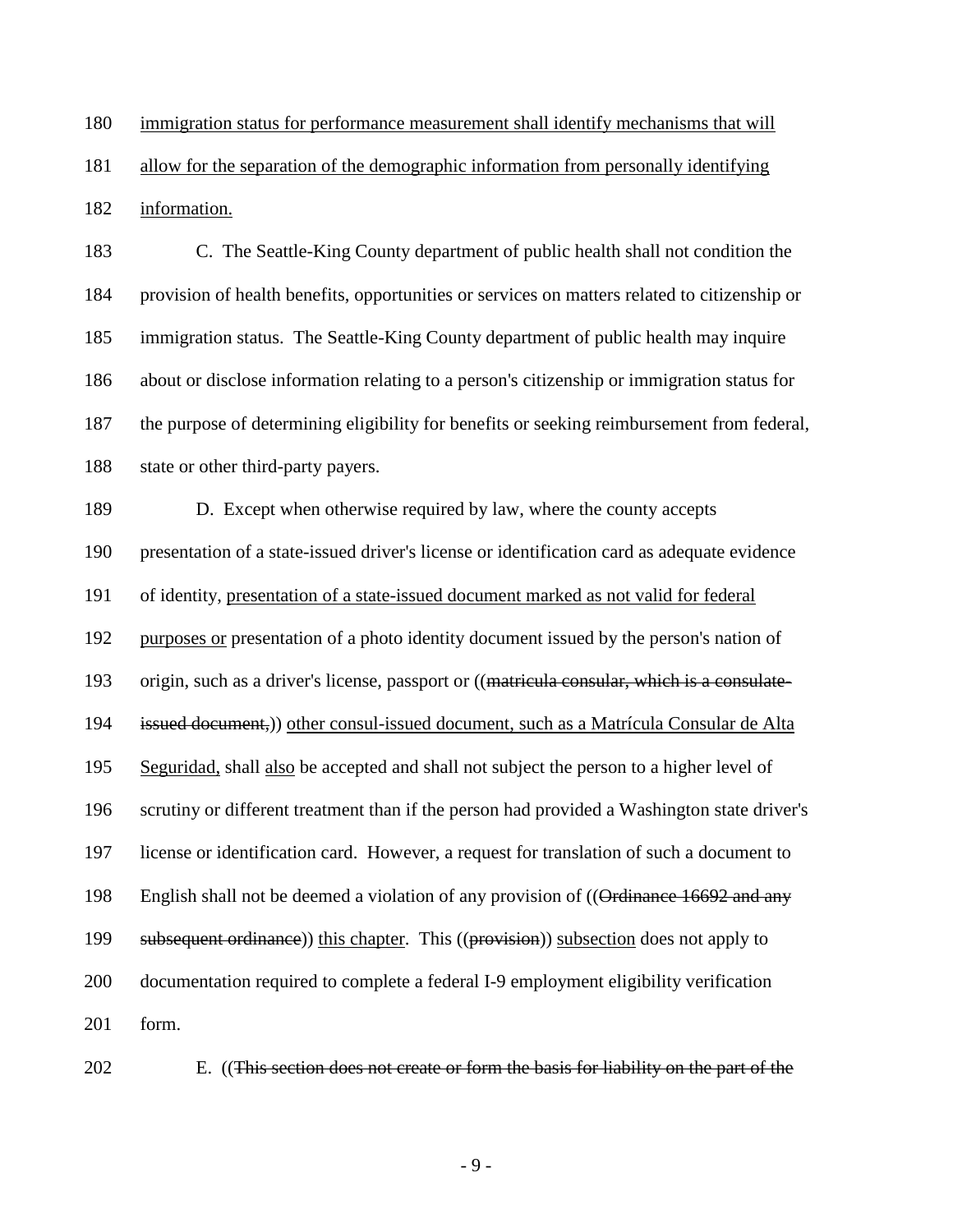180 immigration status for performance measurement shall identify mechanisms that will
181 allow for the separation of the demographic information from personally identifying
182 information.

183 C. The Seattle-King County department of public health shall not condition the
184 provision of health benefits, opportunities or services on matters related to citizenship or
185 immigration status. The Seattle-King County department of public health may inquire
186 about or disclose information relating to a person's citizenship or immigration status for
187 the purpose of determining eligibility for benefits or seeking reimbursement from federal,
188 state or other third-party payers.

189 D. Except when otherwise required by law, where the county accepts
190 presentation of a state-issued driver's license or identification card as adequate evidence
191 of identity, presentation of a state-issued document marked as not valid for federal
192 purposes or presentation of a photo identity document issued by the person's nation of
193 origin, such as a driver's license, passport or ((~~matricula consular, which is a consulate-~~
194 ~~issued document,~~)) other consul-issued document, such as a Matrícula Consular de Alta
195 Seguridad, shall also be accepted and shall not subject the person to a higher level of
196 scrutiny or different treatment than if the person had provided a Washington state driver's
197 license or identification card. However, a request for translation of such a document to
198 English shall not be deemed a violation of any provision of ((~~Ordinance 16692 and any~~
199 ~~subsequent ordinance~~)) this chapter. This ((~~provision~~)) subsection does not apply to
200 documentation required to complete a federal I-9 employment eligibility verification
201 form.

202 E. ((~~This section does not create or form the basis for liability on the part of the~~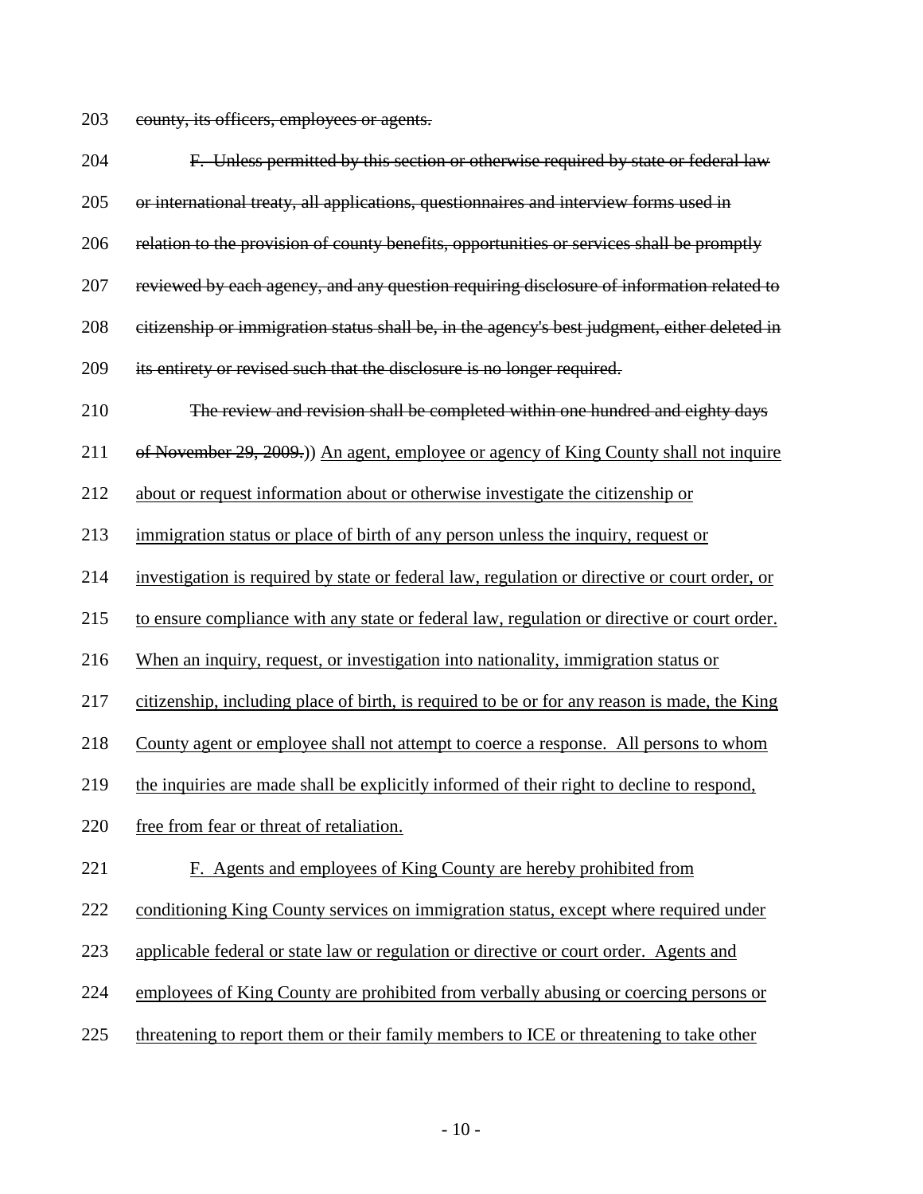203 ~~county, its officers, employees or agents.~~

204 ~~F. Unless permitted by this section or otherwise required by state or federal law~~
205 ~~or international treaty, all applications, questionnaires and interview forms used in~~
206 ~~relation to the provision of county benefits, opportunities or services shall be promptly~~
207 ~~reviewed by each agency, and any question requiring disclosure of information related to~~
208 ~~citizenship or immigration status shall be, in the agency's best judgment, either deleted in~~
209 ~~its entirety or revised such that the disclosure is no longer required.~~

210 ~~The review and revision shall be completed within one hundred and eighty days~~
211 ~~of November 29, 2009.~~)) <u>An agent, employee or agency of King County shall not inquire</u>
212 <u>about or request information about or otherwise investigate the citizenship or</u>
213 <u>immigration status or place of birth of any person unless the inquiry, request or</u>
214 <u>investigation is required by state or federal law, regulation or directive or court order, or</u>
215 <u>to ensure compliance with any state or federal law, regulation or directive or court order.</u>
216 <u>When an inquiry, request, or investigation into nationality, immigration status or</u>
217 <u>citizenship, including place of birth, is required to be or for any reason is made, the King</u>
218 <u>County agent or employee shall not attempt to coerce a response. All persons to whom</u>
219 <u>the inquiries are made shall be explicitly informed of their right to decline to respond,</u>
220 <u>free from fear or threat of retaliation.</u>

221 <u>F. Agents and employees of King County are hereby prohibited from</u>
222 <u>conditioning King County services on immigration status, except where required under</u>
223 <u>applicable federal or state law or regulation or directive or court order. Agents and</u>
224 <u>employees of King County are prohibited from verbally abusing or coercing persons or</u>
225 <u>threatening to report them or their family members to ICE or threatening to take other</u>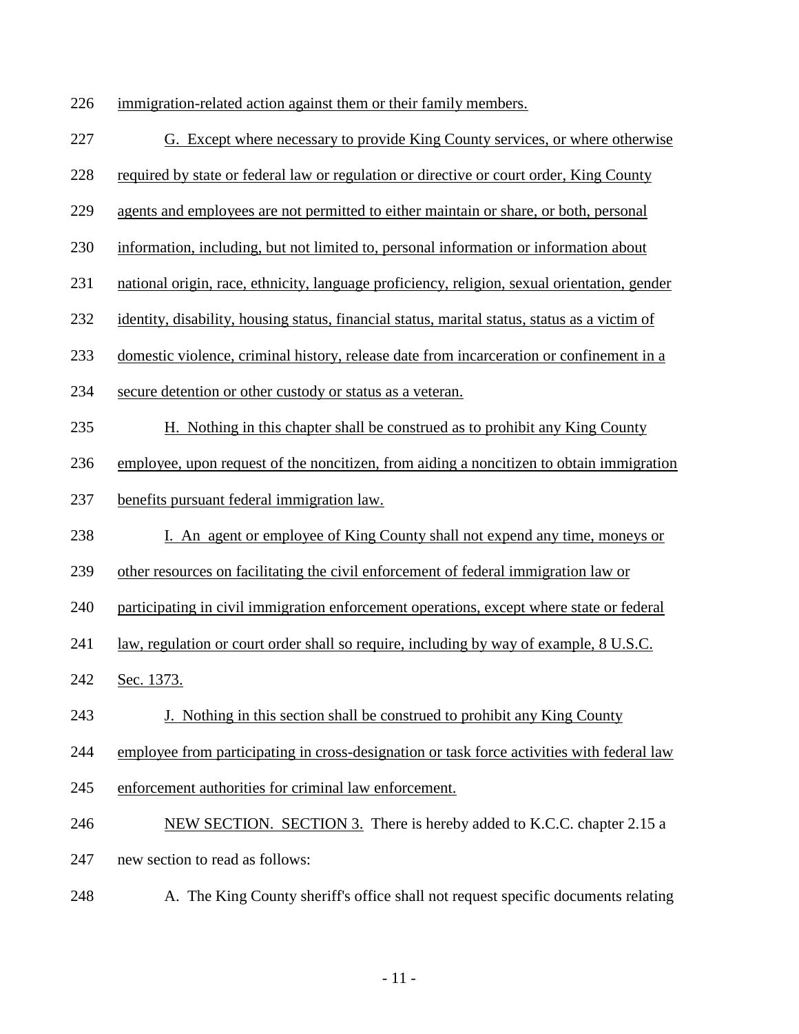immigration-related action against them or their family members.

G. Except where necessary to provide King County services, or where otherwise required by state or federal law or regulation or directive or court order, King County agents and employees are not permitted to either maintain or share, or both, personal information, including, but not limited to, personal information or information about national origin, race, ethnicity, language proficiency, religion, sexual orientation, gender identity, disability, housing status, financial status, marital status, status as a victim of domestic violence, criminal history, release date from incarceration or confinement in a secure detention or other custody or status as a veteran.

H. Nothing in this chapter shall be construed as to prohibit any King County employee, upon request of the noncitizen, from aiding a noncitizen to obtain immigration benefits pursuant federal immigration law.

I. An agent or employee of King County shall not expend any time, moneys or other resources on facilitating the civil enforcement of federal immigration law or participating in civil immigration enforcement operations, except where state or federal law, regulation or court order shall so require, including by way of example, 8 U.S.C. Sec. 1373.

J. Nothing in this section shall be construed to prohibit any King County employee from participating in cross-designation or task force activities with federal law enforcement authorities for criminal law enforcement.

NEW SECTION. SECTION 3. There is hereby added to K.C.C. chapter 2.15 a new section to read as follows:

A. The King County sheriff's office shall not request specific documents relating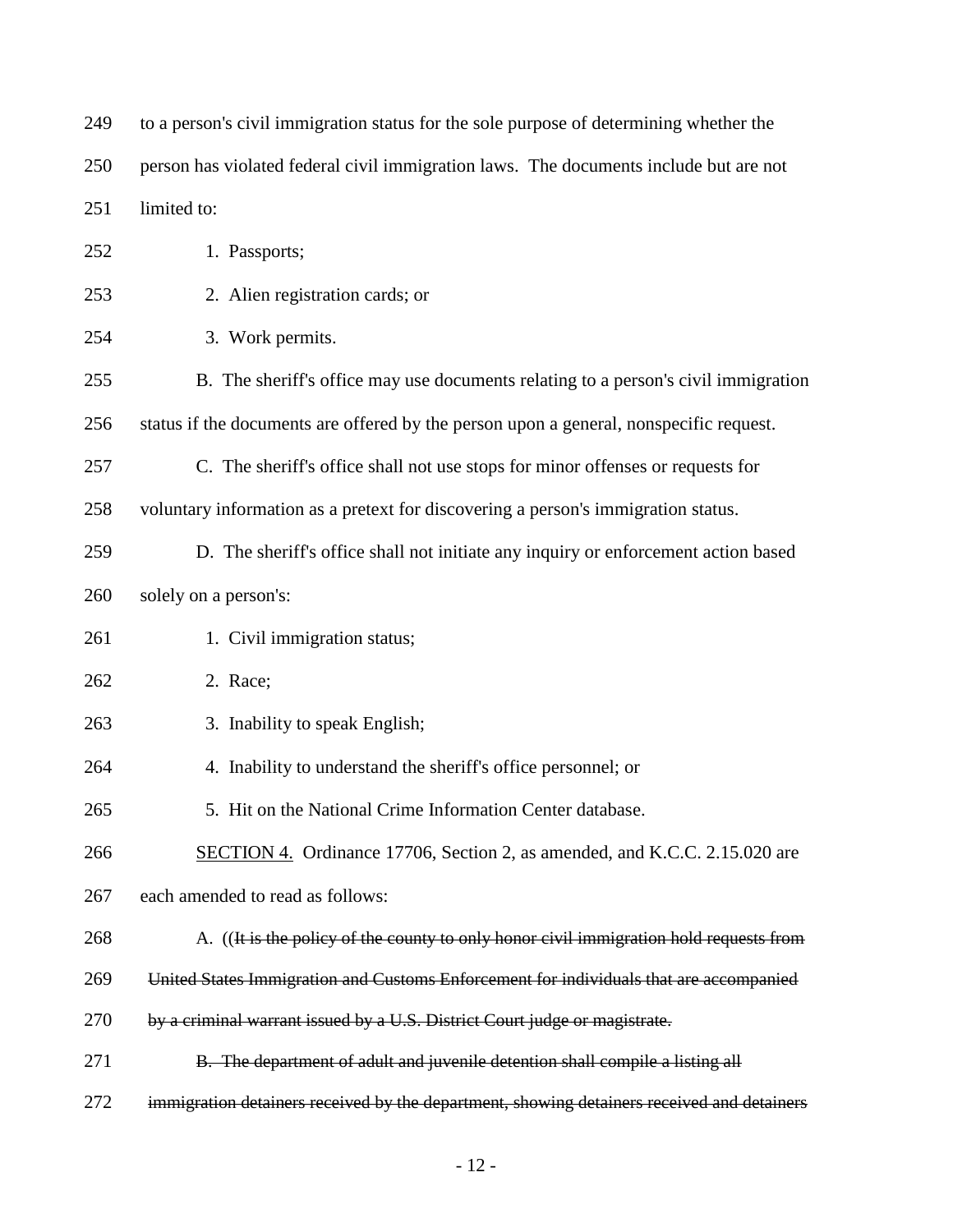to a person's civil immigration status for the sole purpose of determining whether the person has violated federal civil immigration laws. The documents include but are not limited to:

1. Passports;

2. Alien registration cards; or

3. Work permits.

B. The sheriff's office may use documents relating to a person's civil immigration status if the documents are offered by the person upon a general, nonspecific request.

C. The sheriff's office shall not use stops for minor offenses or requests for voluntary information as a pretext for discovering a person's immigration status.

D. The sheriff's office shall not initiate any inquiry or enforcement action based solely on a person's:

1. Civil immigration status;

2. Race;

3. Inability to speak English;

4. Inability to understand the sheriff's office personnel; or

5. Hit on the National Crime Information Center database.

<u>SECTION 4.</u> Ordinance 17706, Section 2, as amended, and K.C.C. 2.15.020 are each amended to read as follows:

A. ((~~It is the policy of the county to only honor civil immigration hold requests from United States Immigration and Customs Enforcement for individuals that are accompanied by a criminal warrant issued by a U.S. District Court judge or magistrate.~~

~~B. The department of adult and juvenile detention shall compile a listing all immigration detainers received by the department, showing detainers received and detainers~~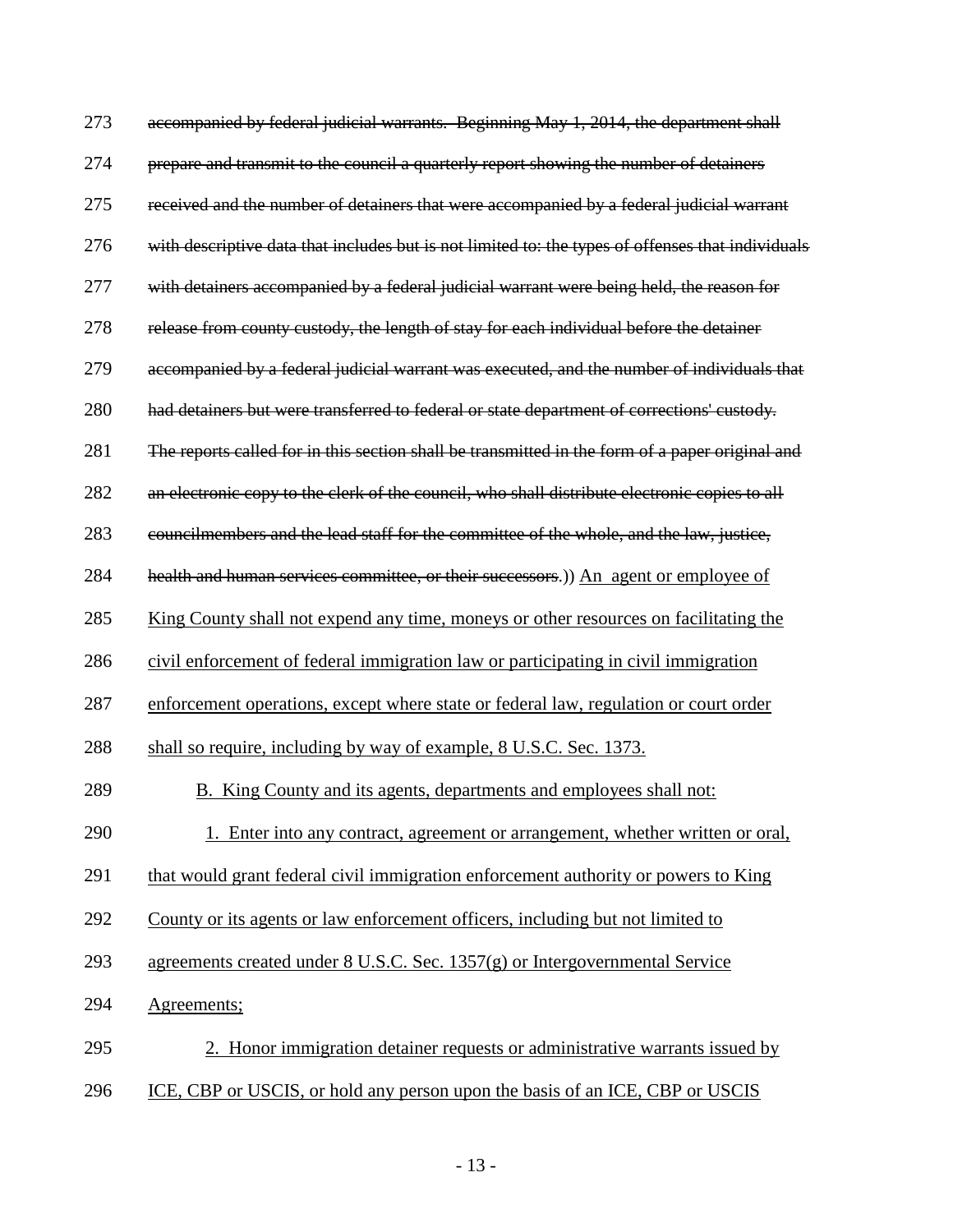~~accompanied by federal judicial warrants. Beginning May 1, 2014, the department shall prepare and transmit to the council a quarterly report showing the number of detainers received and the number of detainers that were accompanied by a federal judicial warrant with descriptive data that includes but is not limited to: the types of offenses that individuals with detainers accompanied by a federal judicial warrant were being held, the reason for release from county custody, the length of stay for each individual before the detainer accompanied by a federal judicial warrant was executed, and the number of individuals that had detainers but were transferred to federal or state department of corrections' custody. The reports called for in this section shall be transmitted in the form of a paper original and an electronic copy to the clerk of the council, who shall distribute electronic copies to all councilmembers and the lead staff for the committee of the whole, and the law, justice, health and human services committee, or their successors.~~)) <u>An agent or employee of King County shall not expend any time, moneys or other resources on facilitating the civil enforcement of federal immigration law or participating in civil immigration enforcement operations, except where state or federal law, regulation or court order shall so require, including by way of example, 8 U.S.C. Sec. 1373.</u>

<u>B. King County and its agents, departments and employees shall not:</u>

<u>1. Enter into any contract, agreement or arrangement, whether written or oral, that would grant federal civil immigration enforcement authority or powers to King County or its agents or law enforcement officers, including but not limited to agreements created under 8 U.S.C. Sec. 1357(g) or Intergovernmental Service Agreements;</u>

<u>2. Honor immigration detainer requests or administrative warrants issued by ICE, CBP or USCIS, or hold any person upon the basis of an ICE, CBP or USCIS</u>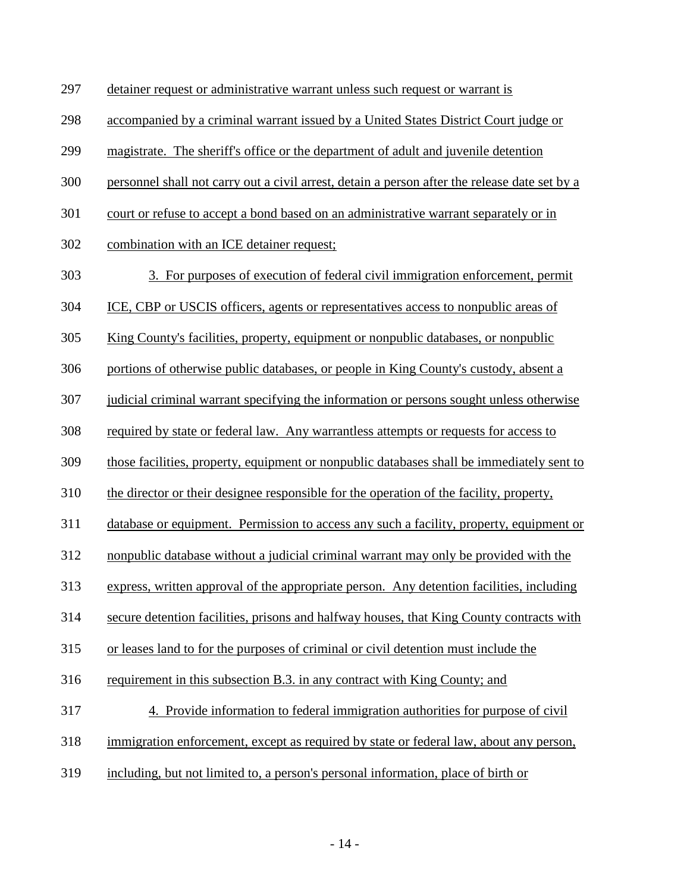detainer request or administrative warrant unless such request or warrant is accompanied by a criminal warrant issued by a United States District Court judge or magistrate. The sheriff's office or the department of adult and juvenile detention personnel shall not carry out a civil arrest, detain a person after the release date set by a court or refuse to accept a bond based on an administrative warrant separately or in combination with an ICE detainer request;

3. For purposes of execution of federal civil immigration enforcement, permit ICE, CBP or USCIS officers, agents or representatives access to nonpublic areas of King County's facilities, property, equipment or nonpublic databases, or nonpublic portions of otherwise public databases, or people in King County's custody, absent a judicial criminal warrant specifying the information or persons sought unless otherwise required by state or federal law. Any warrantless attempts or requests for access to those facilities, property, equipment or nonpublic databases shall be immediately sent to the director or their designee responsible for the operation of the facility, property, database or equipment. Permission to access any such a facility, property, equipment or nonpublic database without a judicial criminal warrant may only be provided with the express, written approval of the appropriate person. Any detention facilities, including secure detention facilities, prisons and halfway houses, that King County contracts with or leases land to for the purposes of criminal or civil detention must include the requirement in this subsection B.3. in any contract with King County; and

4. Provide information to federal immigration authorities for purpose of civil immigration enforcement, except as required by state or federal law, about any person, including, but not limited to, a person's personal information, place of birth or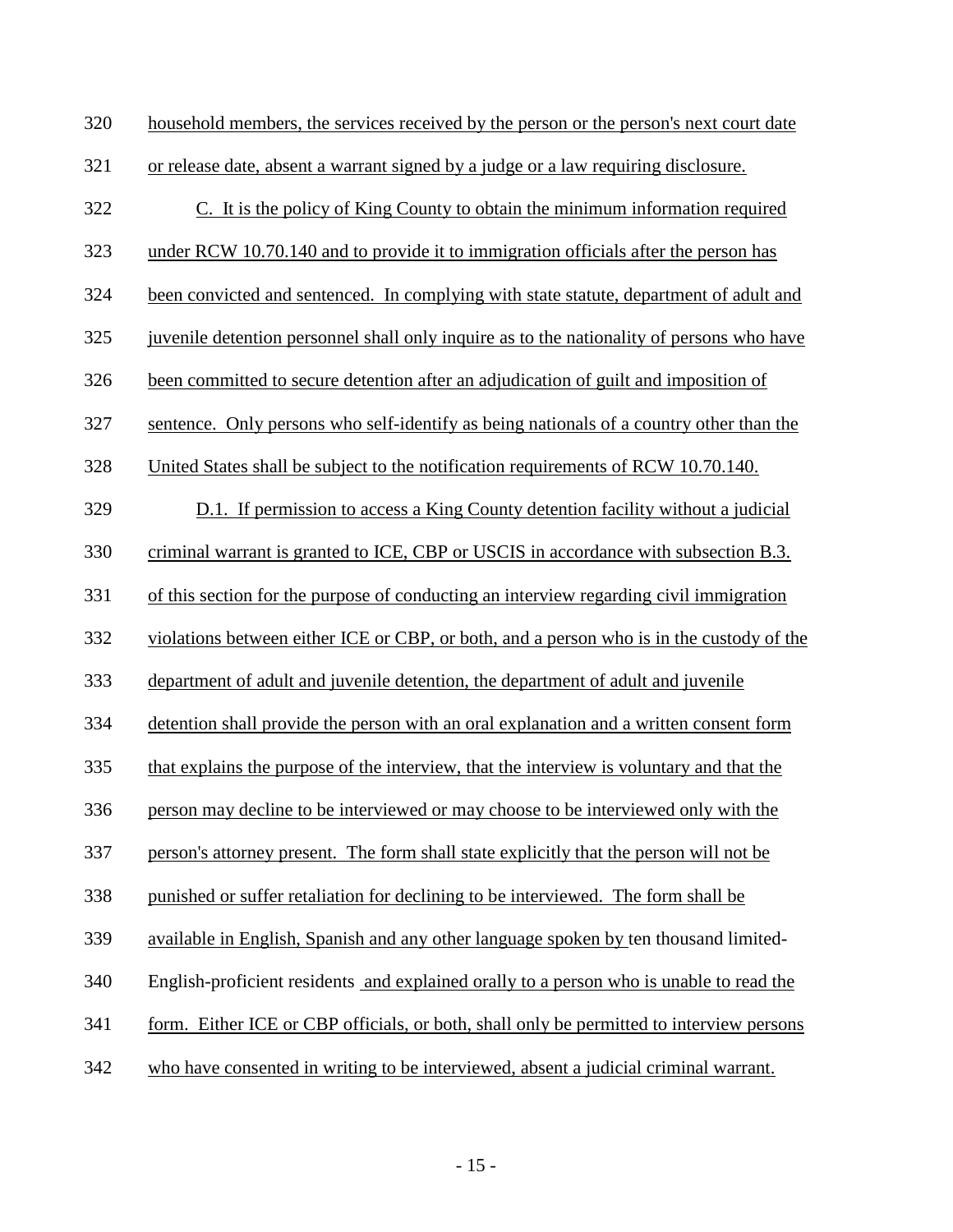household members, the services received by the person or the person's next court date or release date, absent a warrant signed by a judge or a law requiring disclosure.

C. It is the policy of King County to obtain the minimum information required under RCW 10.70.140 and to provide it to immigration officials after the person has been convicted and sentenced. In complying with state statute, department of adult and juvenile detention personnel shall only inquire as to the nationality of persons who have been committed to secure detention after an adjudication of guilt and imposition of sentence. Only persons who self-identify as being nationals of a country other than the United States shall be subject to the notification requirements of RCW 10.70.140.

D.1. If permission to access a King County detention facility without a judicial criminal warrant is granted to ICE, CBP or USCIS in accordance with subsection B.3. of this section for the purpose of conducting an interview regarding civil immigration violations between either ICE or CBP, or both, and a person who is in the custody of the department of adult and juvenile detention, the department of adult and juvenile detention shall provide the person with an oral explanation and a written consent form that explains the purpose of the interview, that the interview is voluntary and that the person may decline to be interviewed or may choose to be interviewed only with the person's attorney present. The form shall state explicitly that the person will not be punished or suffer retaliation for declining to be interviewed. The form shall be available in English, Spanish and any other language spoken by ten thousand limited-English-proficient residents and explained orally to a person who is unable to read the form. Either ICE or CBP officials, or both, shall only be permitted to interview persons who have consented in writing to be interviewed, absent a judicial criminal warrant.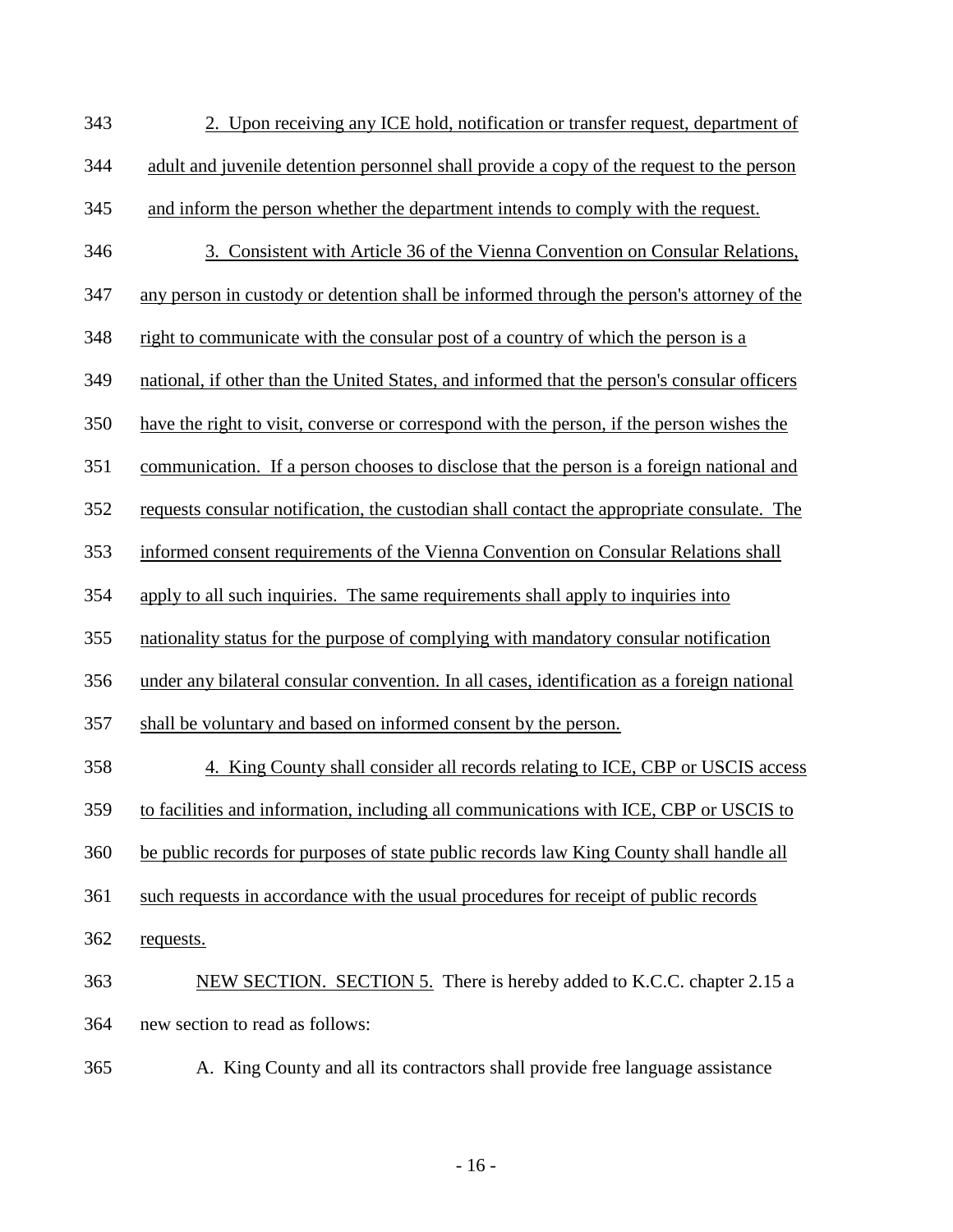2. Upon receiving any ICE hold, notification or transfer request, department of adult and juvenile detention personnel shall provide a copy of the request to the person and inform the person whether the department intends to comply with the request.

3. Consistent with Article 36 of the Vienna Convention on Consular Relations, any person in custody or detention shall be informed through the person's attorney of the right to communicate with the consular post of a country of which the person is a national, if other than the United States, and informed that the person's consular officers have the right to visit, converse or correspond with the person, if the person wishes the communication. If a person chooses to disclose that the person is a foreign national and requests consular notification, the custodian shall contact the appropriate consulate. The informed consent requirements of the Vienna Convention on Consular Relations shall apply to all such inquiries. The same requirements shall apply to inquiries into nationality status for the purpose of complying with mandatory consular notification under any bilateral consular convention. In all cases, identification as a foreign national shall be voluntary and based on informed consent by the person.

4. King County shall consider all records relating to ICE, CBP or USCIS access to facilities and information, including all communications with ICE, CBP or USCIS to be public records for purposes of state public records law King County shall handle all such requests in accordance with the usual procedures for receipt of public records requests.

NEW SECTION. SECTION 5. There is hereby added to K.C.C. chapter 2.15 a new section to read as follows:

A. King County and all its contractors shall provide free language assistance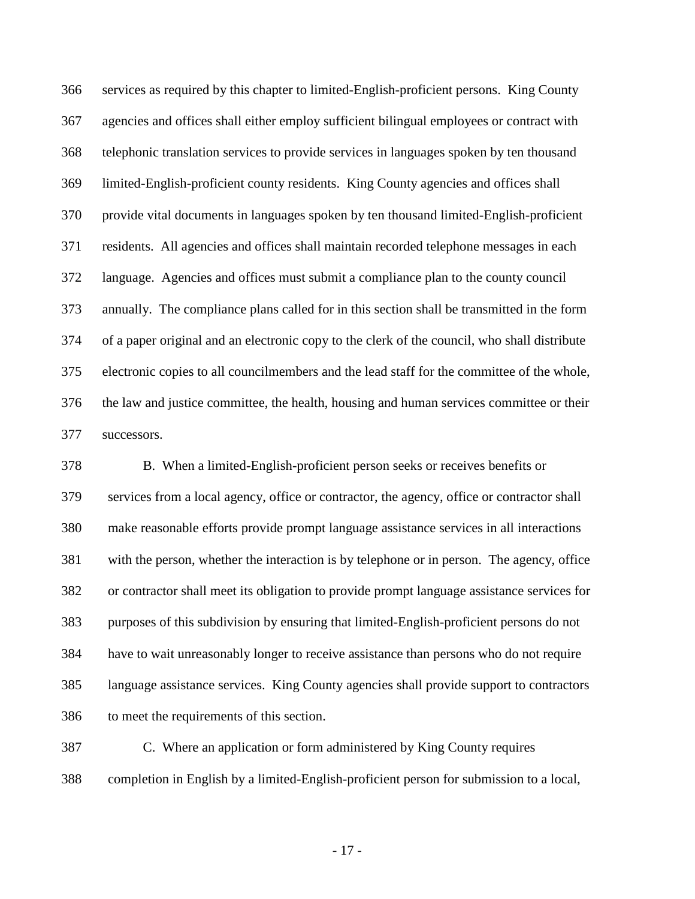services as required by this chapter to limited-English-proficient persons. King County agencies and offices shall either employ sufficient bilingual employees or contract with telephonic translation services to provide services in languages spoken by ten thousand limited-English-proficient county residents. King County agencies and offices shall provide vital documents in languages spoken by ten thousand limited-English-proficient residents. All agencies and offices shall maintain recorded telephone messages in each language. Agencies and offices must submit a compliance plan to the county council annually. The compliance plans called for in this section shall be transmitted in the form of a paper original and an electronic copy to the clerk of the council, who shall distribute electronic copies to all councilmembers and the lead staff for the committee of the whole, the law and justice committee, the health, housing and human services committee or their successors.

B. When a limited-English-proficient person seeks or receives benefits or services from a local agency, office or contractor, the agency, office or contractor shall make reasonable efforts provide prompt language assistance services in all interactions with the person, whether the interaction is by telephone or in person. The agency, office or contractor shall meet its obligation to provide prompt language assistance services for purposes of this subdivision by ensuring that limited-English-proficient persons do not have to wait unreasonably longer to receive assistance than persons who do not require language assistance services. King County agencies shall provide support to contractors to meet the requirements of this section.

C. Where an application or form administered by King County requires completion in English by a limited-English-proficient person for submission to a local,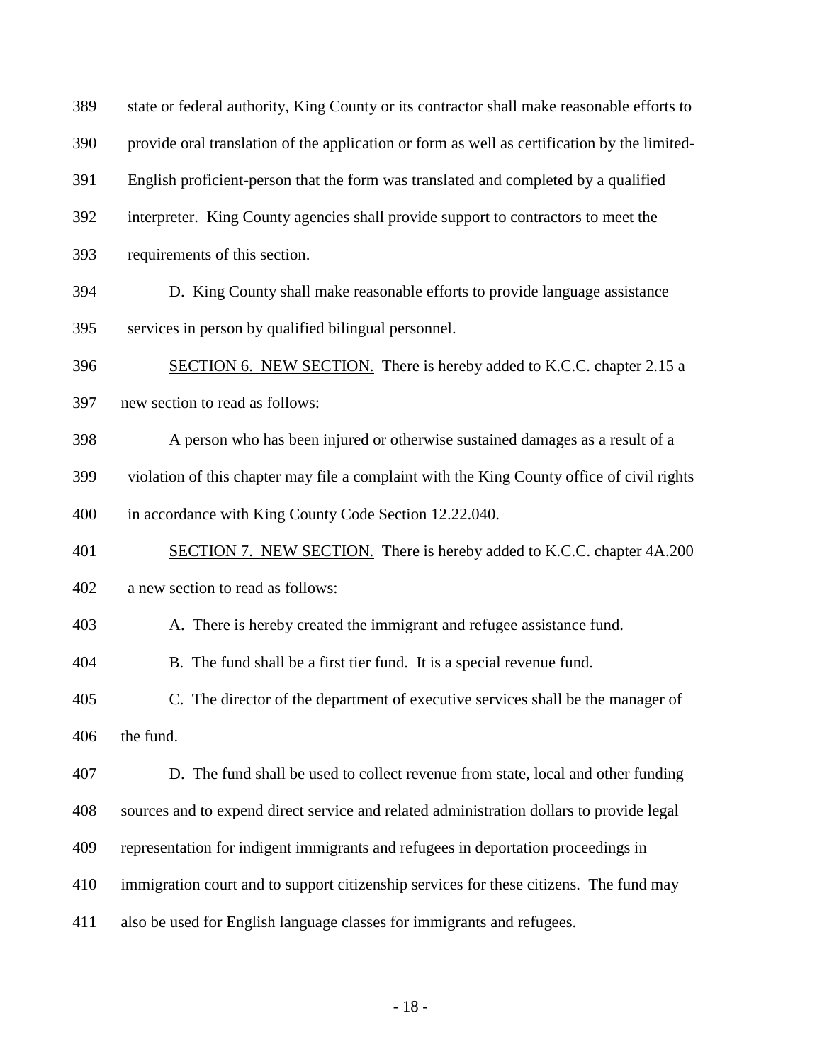state or federal authority, King County or its contractor shall make reasonable efforts to provide oral translation of the application or form as well as certification by the limited-English proficient-person that the form was translated and completed by a qualified interpreter. King County agencies shall provide support to contractors to meet the requirements of this section.

D. King County shall make reasonable efforts to provide language assistance services in person by qualified bilingual personnel.

SECTION 6. NEW SECTION. There is hereby added to K.C.C. chapter 2.15 a new section to read as follows:

A person who has been injured or otherwise sustained damages as a result of a violation of this chapter may file a complaint with the King County office of civil rights in accordance with King County Code Section 12.22.040.

SECTION 7. NEW SECTION. There is hereby added to K.C.C. chapter 4A.200 a new section to read as follows:

A. There is hereby created the immigrant and refugee assistance fund.

B. The fund shall be a first tier fund. It is a special revenue fund.

C. The director of the department of executive services shall be the manager of the fund.

D. The fund shall be used to collect revenue from state, local and other funding sources and to expend direct service and related administration dollars to provide legal representation for indigent immigrants and refugees in deportation proceedings in immigration court and to support citizenship services for these citizens. The fund may also be used for English language classes for immigrants and refugees.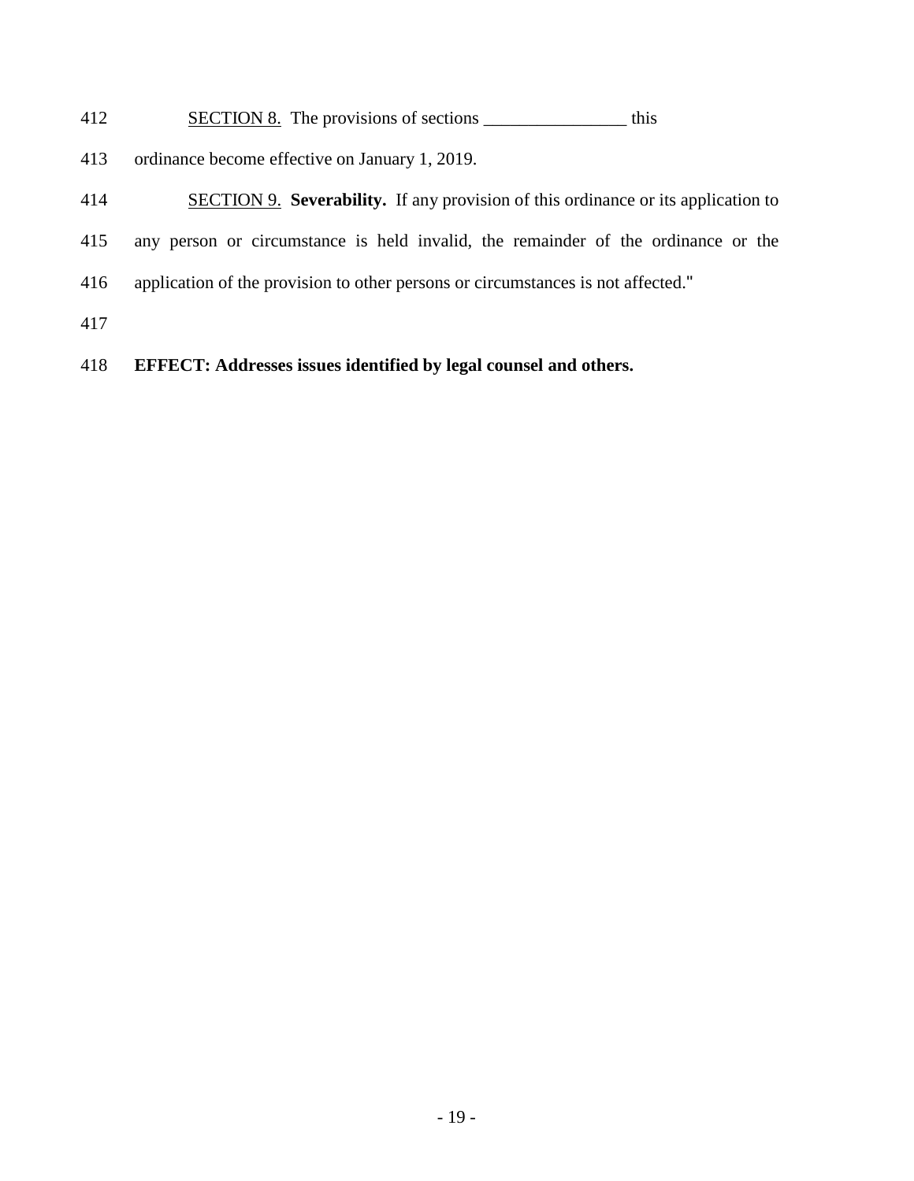SECTION 8. The provisions of sections ________________ this ordinance become effective on January 1, 2019.

SECTION 9. **Severability.** If any provision of this ordinance or its application to any person or circumstance is held invalid, the remainder of the ordinance or the application of the provision to other persons or circumstances is not affected."

**EFFECT: Addresses issues identified by legal counsel and others.**